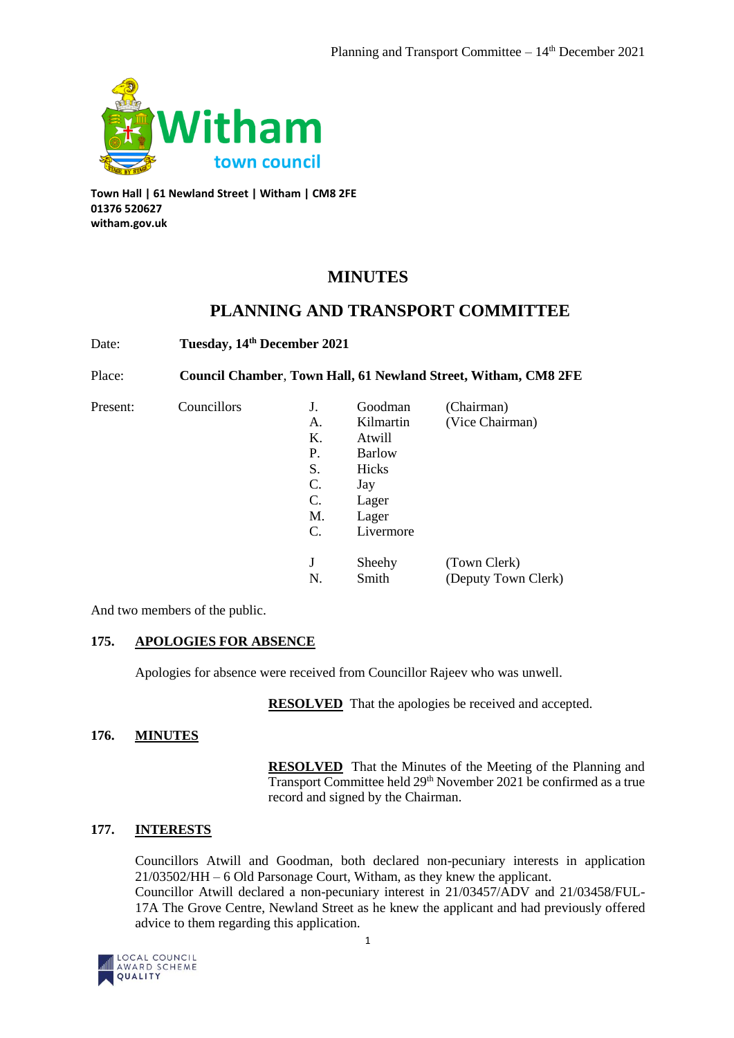Town Hall | 61 Newland Street | Witham | CM8 2FE
01376 520627
witham.gov.uk

# MINUTES

## PLANNING AND TRANSPORT COMMITTEE

Date: **Tuesday, 14th December 2021**

Place: **Council Chamber, Town Hall, 61 Newland Street, Witham, CM8 2FE**

| Present: | Councillors | J. | Goodman | (Chairman) |
|---|---|---|---|---|
| | | A. | Kilmartin | (Vice Chairman) |
| | | K. | Atwill | |
| | | P. | Barlow | |
| | | S. | Hicks | |
| | | C. | Jay | |
| | | C. | Lager | |
| | | M. | Lager | |
| | | C. | Livermore | |
| | | J | Sheehy | (Town Clerk) |
| | | N. | Smith | (Deputy Town Clerk) |

And two members of the public.

### 175. APOLOGIES FOR ABSENCE

Apologies for absence were received from Councillor Rajeev who was unwell.

**RESOLVED** That the apologies be received and accepted.

### 176. MINUTES

**RESOLVED** That the Minutes of the Meeting of the Planning and Transport Committee held 29th November 2021 be confirmed as a true record and signed by the Chairman.

### 177. INTERESTS

Councillors Atwill and Goodman, both declared non-pecuniary interests in application 21/03502/HH – 6 Old Parsonage Court, Witham, as they knew the applicant.
Councillor Atwill declared a non-pecuniary interest in 21/03457/ADV and 21/03458/FUL- 17A The Grove Centre, Newland Street as he knew the applicant and had previously offered advice to them regarding this application.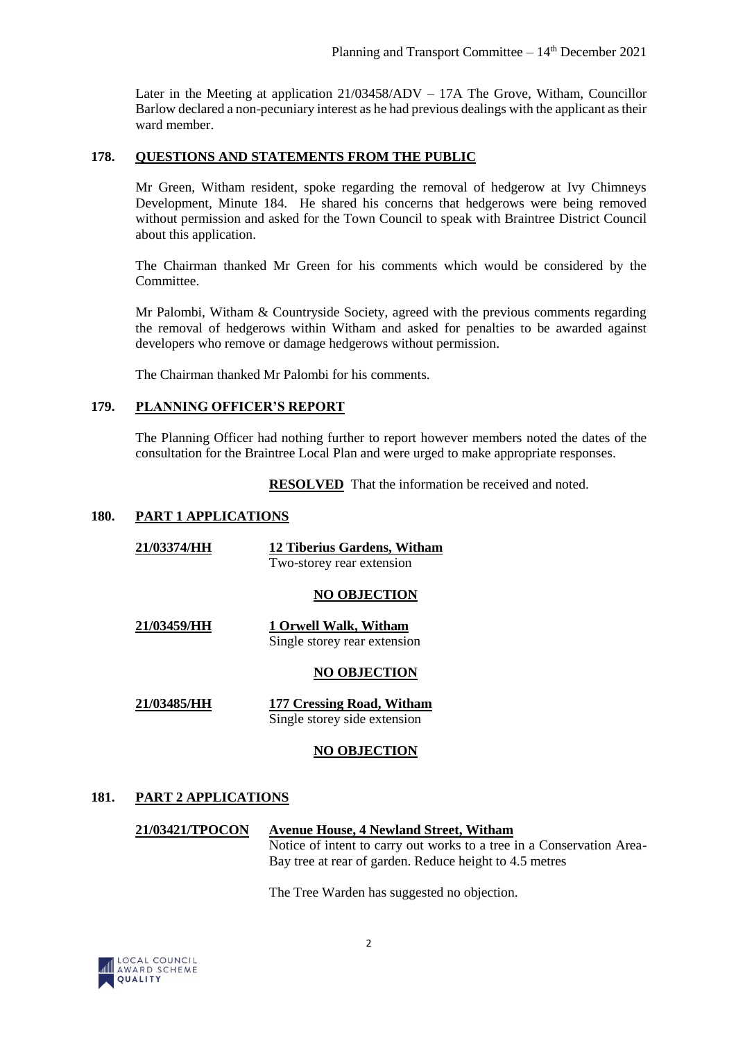Later in the Meeting at application 21/03458/ADV – 17A The Grove, Witham, Councillor Barlow declared a non-pecuniary interest as he had previous dealings with the applicant as their ward member.

## 178. QUESTIONS AND STATEMENTS FROM THE PUBLIC

Mr Green, Witham resident, spoke regarding the removal of hedgerow at Ivy Chimneys Development, Minute 184. He shared his concerns that hedgerows were being removed without permission and asked for the Town Council to speak with Braintree District Council about this application.

The Chairman thanked Mr Green for his comments which would be considered by the Committee.

Mr Palombi, Witham & Countryside Society, agreed with the previous comments regarding the removal of hedgerows within Witham and asked for penalties to be awarded against developers who remove or damage hedgerows without permission.

The Chairman thanked Mr Palombi for his comments.

## 179. PLANNING OFFICER'S REPORT

The Planning Officer had nothing further to report however members noted the dates of the consultation for the Braintree Local Plan and were urged to make appropriate responses.

**RESOLVED** That the information be received and noted.

## 180. PART 1 APPLICATIONS

**21/03374/HH** — **12 Tiberius Gardens, Witham**
Two-storey rear extension

**NO OBJECTION**

**21/03459/HH** — **1 Orwell Walk, Witham**
Single storey rear extension

**NO OBJECTION**

**21/03485/HH** — **177 Cressing Road, Witham**
Single storey side extension

**NO OBJECTION**

## 181. PART 2 APPLICATIONS

**21/03421/TPOCON** — **Avenue House, 4 Newland Street, Witham**
Notice of intent to carry out works to a tree in a Conservation Area- Bay tree at rear of garden. Reduce height to 4.5 metres

The Tree Warden has suggested no objection.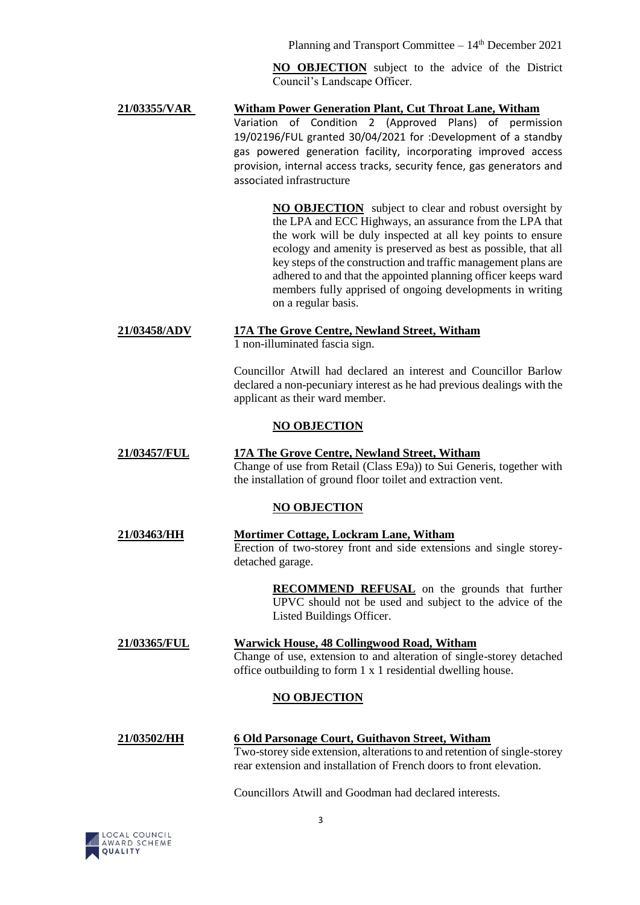**NO OBJECTION** subject to the advice of the District Council's Landscape Officer.

**21/03355/VAR** **Witham Power Generation Plant, Cut Throat Lane, Witham**
Variation of Condition 2 (Approved Plans) of permission 19/02196/FUL granted 30/04/2021 for :Development of a standby gas powered generation facility, incorporating improved access provision, internal access tracks, security fence, gas generators and associated infrastructure

**NO OBJECTION** subject to clear and robust oversight by the LPA and ECC Highways, an assurance from the LPA that the work will be duly inspected at all key points to ensure ecology and amenity is preserved as best as possible, that all key steps of the construction and traffic management plans are adhered to and that the appointed planning officer keeps ward members fully apprised of ongoing developments in writing on a regular basis.

**21/03458/ADV** **17A The Grove Centre, Newland Street, Witham**
1 non-illuminated fascia sign.

Councillor Atwill had declared an interest and Councillor Barlow declared a non-pecuniary interest as he had previous dealings with the applicant as their ward member.

**NO OBJECTION**

**21/03457/FUL** **17A The Grove Centre, Newland Street, Witham**
Change of use from Retail (Class E9a)) to Sui Generis, together with the installation of ground floor toilet and extraction vent.

**NO OBJECTION**

**21/03463/HH** **Mortimer Cottage, Lockram Lane, Witham**
Erection of two-storey front and side extensions and single storey-detached garage.

**RECOMMEND REFUSAL** on the grounds that further UPVC should not be used and subject to the advice of the Listed Buildings Officer.

**21/03365/FUL** **Warwick House, 48 Collingwood Road, Witham**
Change of use, extension to and alteration of single-storey detached office outbuilding to form 1 x 1 residential dwelling house.

**NO OBJECTION**

**21/03502/HH** **6 Old Parsonage Court, Guithavon Street, Witham**
Two-storey side extension, alterations to and retention of single-storey rear extension and installation of French doors to front elevation.

Councillors Atwill and Goodman had declared interests.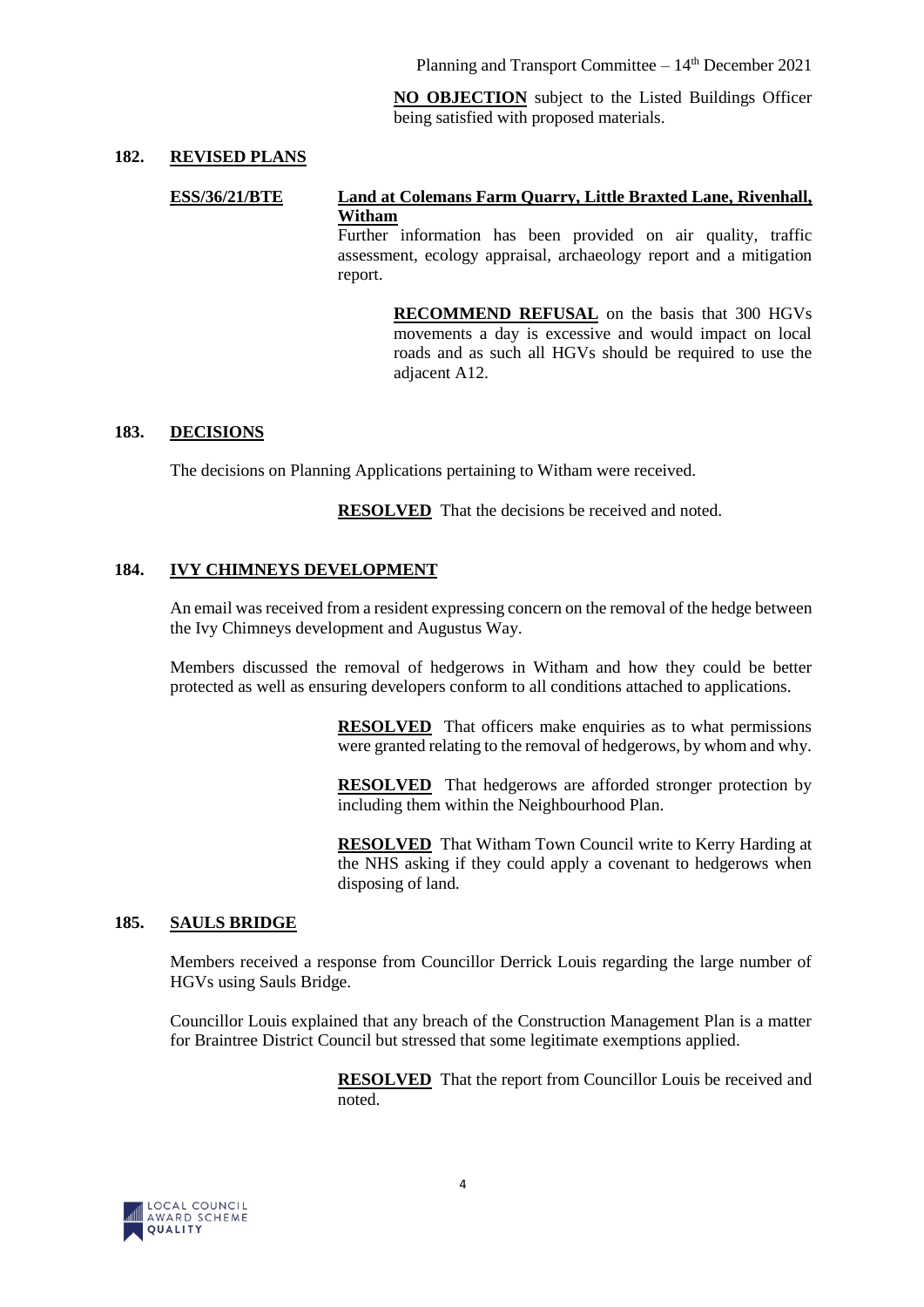**NO OBJECTION** subject to the Listed Buildings Officer being satisfied with proposed materials.

## 182. REVISED PLANS

**ESS/36/21/BTE** — **Land at Colemans Farm Quarry, Little Braxted Lane, Rivenhall, Witham**

Further information has been provided on air quality, traffic assessment, ecology appraisal, archaeology report and a mitigation report.

**RECOMMEND REFUSAL** on the basis that 300 HGVs movements a day is excessive and would impact on local roads and as such all HGVs should be required to use the adjacent A12.

## 183. DECISIONS

The decisions on Planning Applications pertaining to Witham were received.

**RESOLVED** That the decisions be received and noted.

## 184. IVY CHIMNEYS DEVELOPMENT

An email was received from a resident expressing concern on the removal of the hedge between the Ivy Chimneys development and Augustus Way.

Members discussed the removal of hedgerows in Witham and how they could be better protected as well as ensuring developers conform to all conditions attached to applications.

**RESOLVED** That officers make enquiries as to what permissions were granted relating to the removal of hedgerows, by whom and why.

**RESOLVED** That hedgerows are afforded stronger protection by including them within the Neighbourhood Plan.

**RESOLVED** That Witham Town Council write to Kerry Harding at the NHS asking if they could apply a covenant to hedgerows when disposing of land.

## 185. SAULS BRIDGE

Members received a response from Councillor Derrick Louis regarding the large number of HGVs using Sauls Bridge.

Councillor Louis explained that any breach of the Construction Management Plan is a matter for Braintree District Council but stressed that some legitimate exemptions applied.

**RESOLVED** That the report from Councillor Louis be received and noted.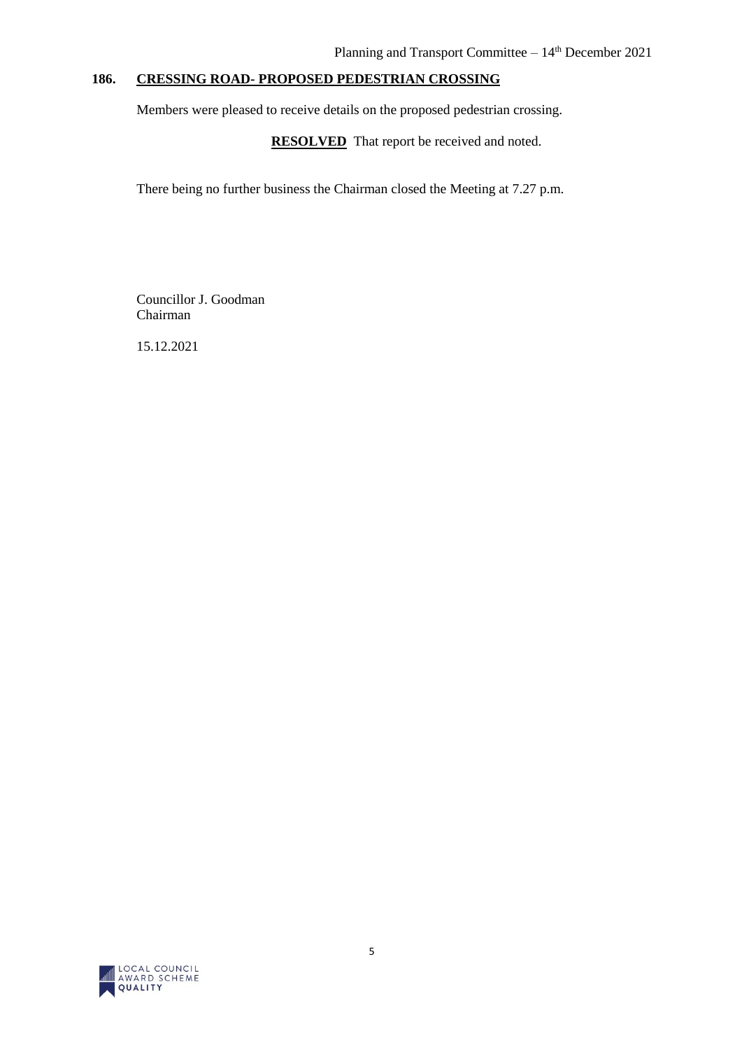## 186. CRESSING ROAD- PROPOSED PEDESTRIAN CROSSING

Members were pleased to receive details on the proposed pedestrian crossing.

**RESOLVED** That report be received and noted.

There being no further business the Chairman closed the Meeting at 7.27 p.m.

Councillor J. Goodman
Chairman

15.12.2021